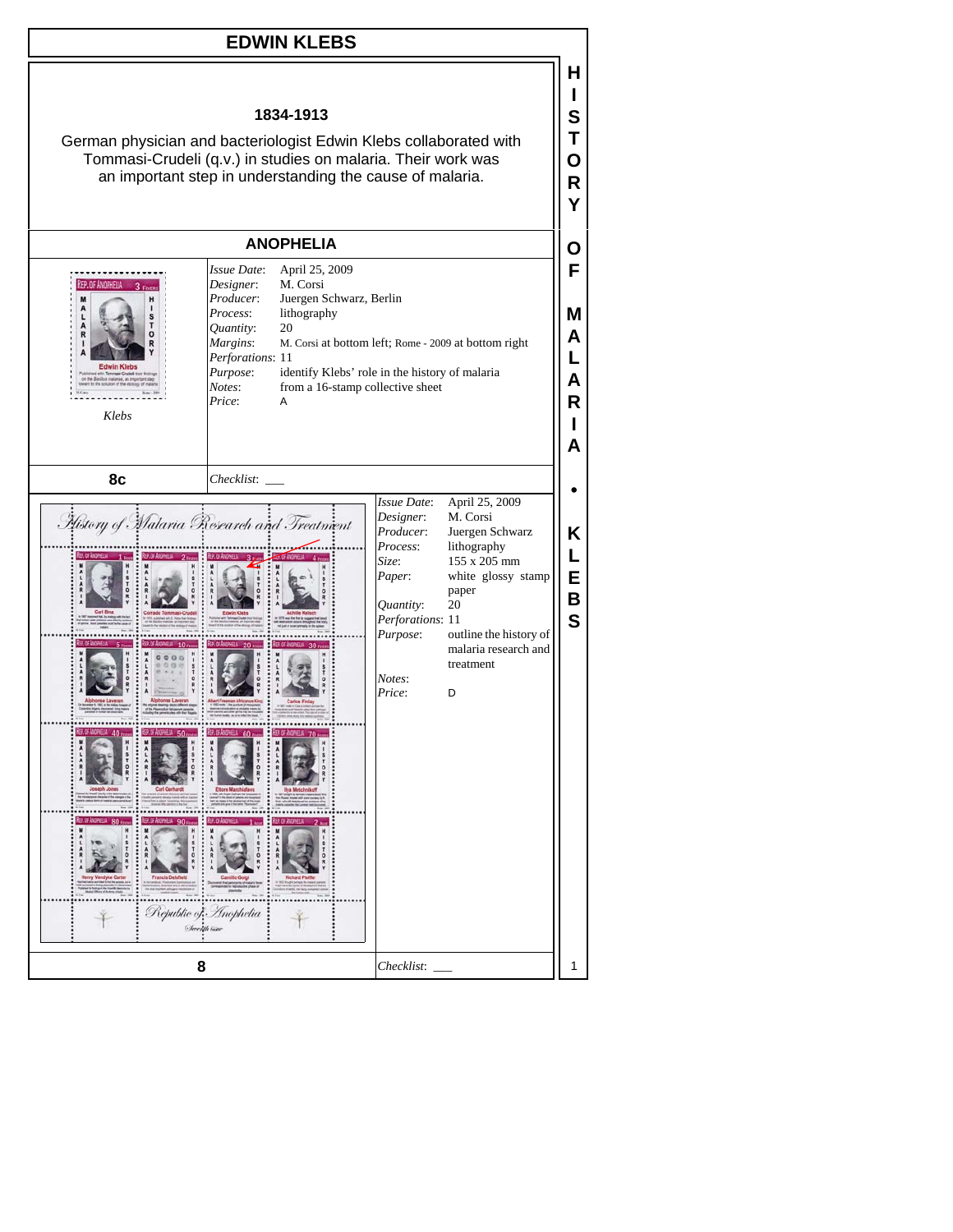# EDWIN KLEBS

**1834-1913**

German physician and bacteriologist Edwin Klebs collaborated with Tommasi-Crudeli (q.v.) in studies on malaria. Their work was an important step in understanding the cause of malaria.

## ANOPHELIA

*Klebs*

| | |
|---|---|
| *Issue Date*: | April 25, 2009 |
| *Designer*: | M. Corsi |
| *Producer*: | Juergen Schwarz, Berlin |
| *Process*: | lithography |
| *Quantity*: | 20 |
| *Margins*: | M. Corsi at bottom left; Rome - 2009 at bottom right |
| *Perforations*: | 11 |
| *Purpose*: | identify Klebs' role in the history of malaria |
| *Notes*: | from a 16-stamp collective sheet |
| *Price*: | A |

**8c** *Checklist*: ___

| | |
|---|---|
| *Issue Date*: | April 25, 2009 |
| *Designer*: | M. Corsi |
| *Producer*: | Juergen Schwarz |
| *Process*: | lithography |
| *Size*: | 155 x 205 mm |
| *Paper*: | white glossy stamp paper |
| *Quantity*: | 20 |
| *Perforations*: | 11 |
| *Purpose*: | outline the history of malaria research and treatment |
| *Notes*: | |
| *Price*: | D |

**8** *Checklist*: ___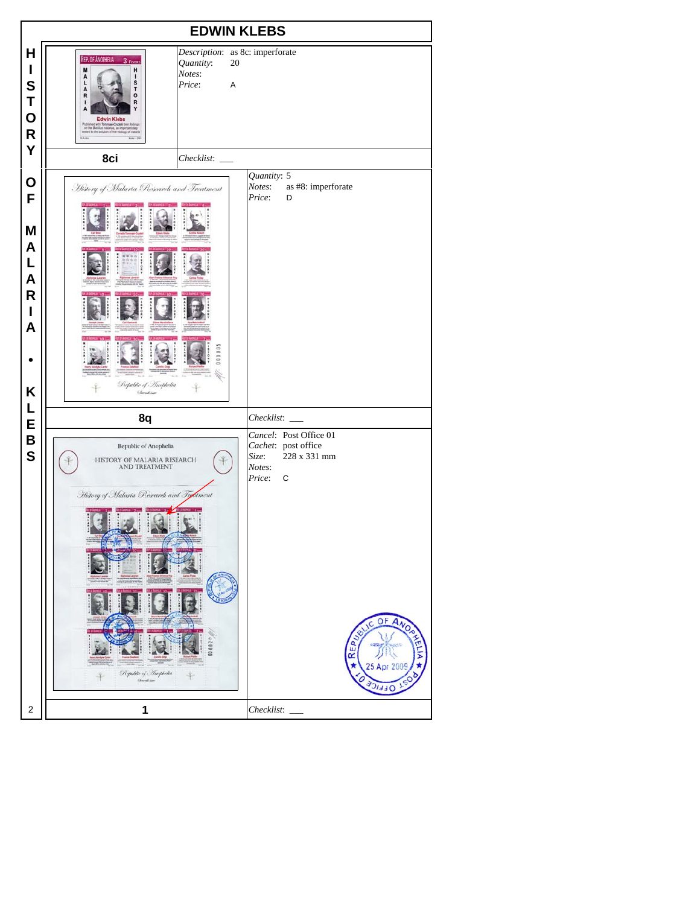# EDWIN KLEBS

HISTORY OF MALARIA • KLEBS

| | |
|---|---|
| **8ci** | *Description*: as 8c: imperforate<br>*Quantity*: 20<br>*Notes*:<br>*Price*: A<br><br>*Checklist*: ___ |
| **8q** | *Quantity*: 5<br>*Notes*: as #8: imperforate<br>*Price*: D<br><br>*Checklist*: ___ |
| **1** | *Cancel*: Post Office 01<br>*Cachet*: post office<br>*Size*: 228 x 331 mm<br>*Notes*:<br>*Price*: C<br><br>*Checklist*: ___ |